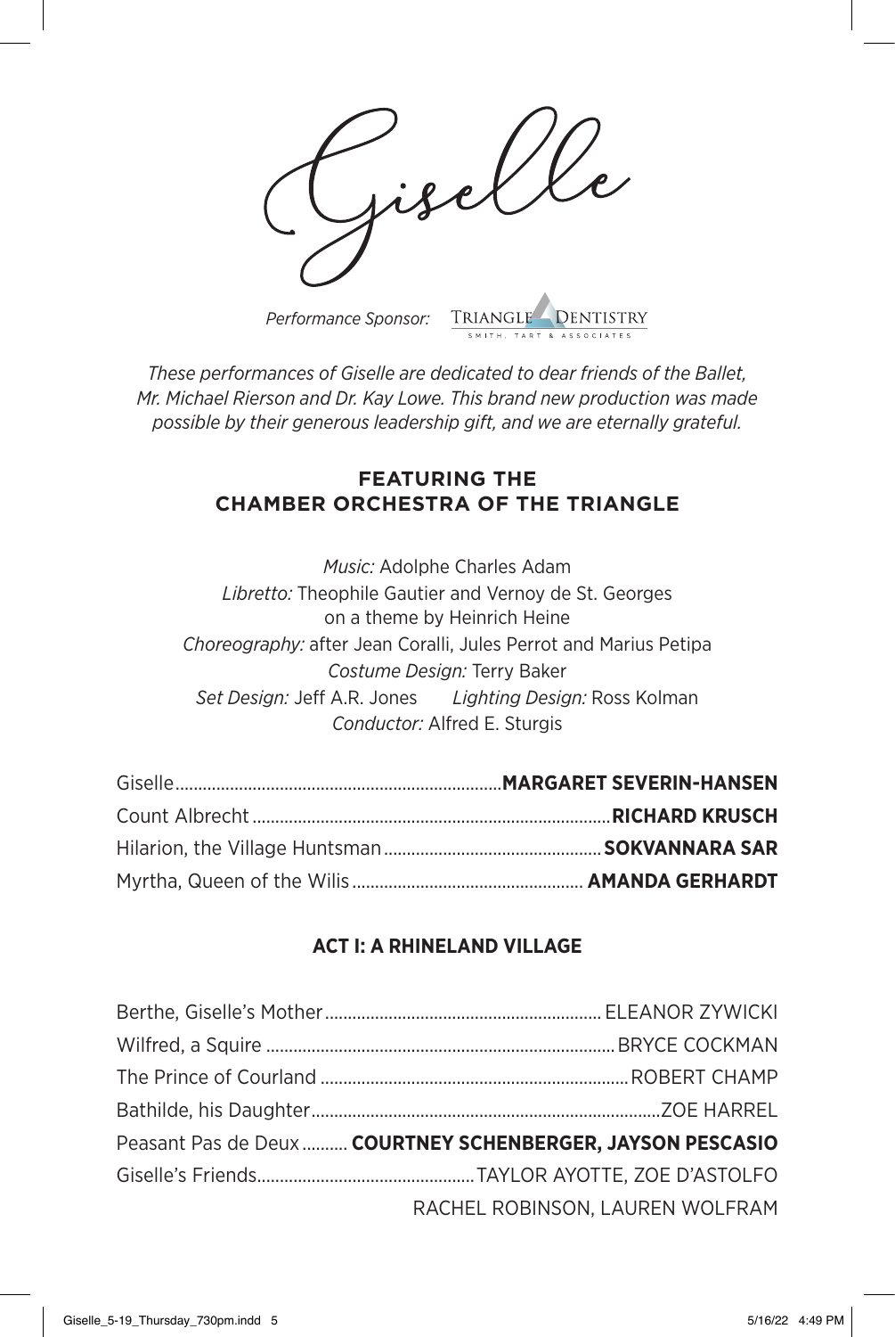# Giselle

*Performance Sponsor:* TRIANGLE DENTISTRY SMITH, TART & ASSOCIATES

*These performances of Giselle are dedicated to dear friends of the Ballet, Mr. Michael Rierson and Dr. Kay Lowe. This brand new production was made possible by their generous leadership gift, and we are eternally grateful.*

## FEATURING THE CHAMBER ORCHESTRA OF THE TRIANGLE

*Music:* Adolphe Charles Adam
*Libretto:* Theophile Gautier and Vernoy de St. Georges on a theme by Heinrich Heine
*Choreography:* after Jean Coralli, Jules Perrot and Marius Petipa
*Costume Design:* Terry Baker
*Set Design:* Jeff A.R. Jones *Lighting Design:* Ross Kolman
*Conductor:* Alfred E. Sturgis

Giselle....................**MARGARET SEVERIN-HANSEN**
Count Albrecht....................**RICHARD KRUSCH**
Hilarion, the Village Huntsman....................**SOKVANNARA SAR**
Myrtha, Queen of the Wilis....................**AMANDA GERHARDT**

### ACT I: A RHINELAND VILLAGE

Berthe, Giselle's Mother....................ELEANOR ZYWICKI
Wilfred, a Squire....................BRYCE COCKMAN
The Prince of Courland....................ROBERT CHAMP
Bathilde, his Daughter....................ZOE HARREL
Peasant Pas de Deux.......... **COURTNEY SCHENBERGER, JAYSON PESCASIO**
Giselle's Friends....................TAYLOR AYOTTE, ZOE D'ASTOLFO
RACHEL ROBINSON, LAUREN WOLFRAM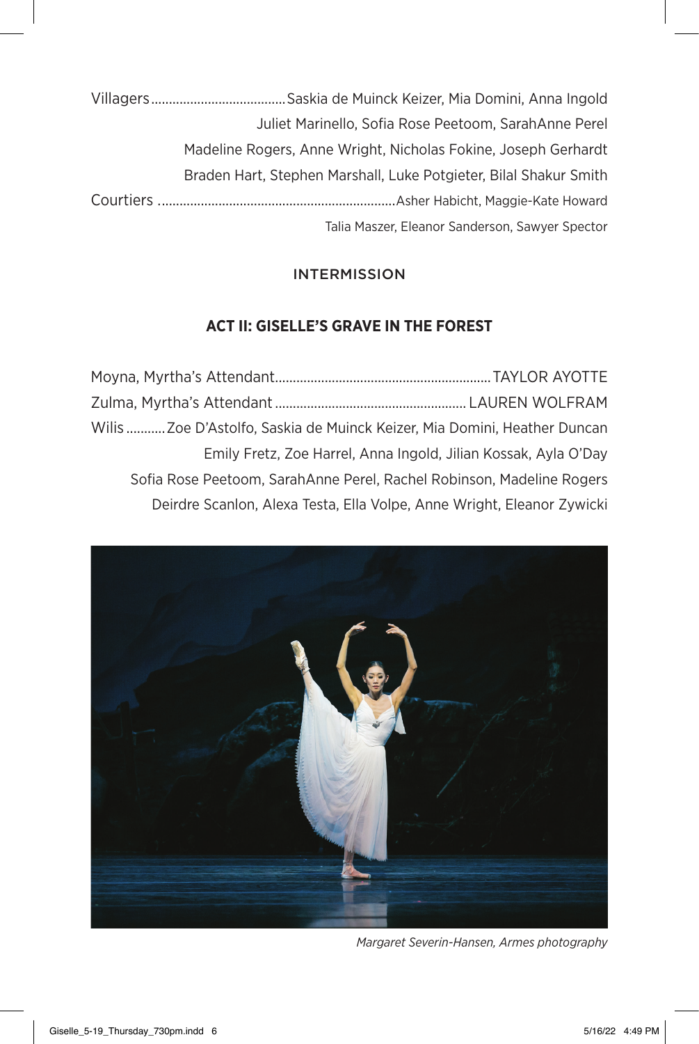Villagers ..................................... Saskia de Muinck Keizer, Mia Domini, Anna Ingold
Juliet Marinello, Sofia Rose Peetoom, SarahAnne Perel
Madeline Rogers, Anne Wright, Nicholas Fokine, Joseph Gerhardt
Braden Hart, Stephen Marshall, Luke Potgieter, Bilal Shakur Smith

Courtiers .................................................................. Asher Habicht, Maggie-Kate Howard
Talia Maszer, Eleanor Sanderson, Sawyer Spector

INTERMISSION

## ACT II: GISELLE'S GRAVE IN THE FOREST

Moyna, Myrtha's Attendant............................................................ TAYLOR AYOTTE

Zulma, Myrtha's Attendant ..................................................... LAUREN WOLFRAM

Wilis ........... Zoe D'Astolfo, Saskia de Muinck Keizer, Mia Domini, Heather Duncan
Emily Fretz, Zoe Harrel, Anna Ingold, Jilian Kossak, Ayla O'Day
Sofia Rose Peetoom, SarahAnne Perel, Rachel Robinson, Madeline Rogers
Deirdre Scanlon, Alexa Testa, Ella Volpe, Anne Wright, Eleanor Zywicki

*Margaret Severin-Hansen, Armes photography*